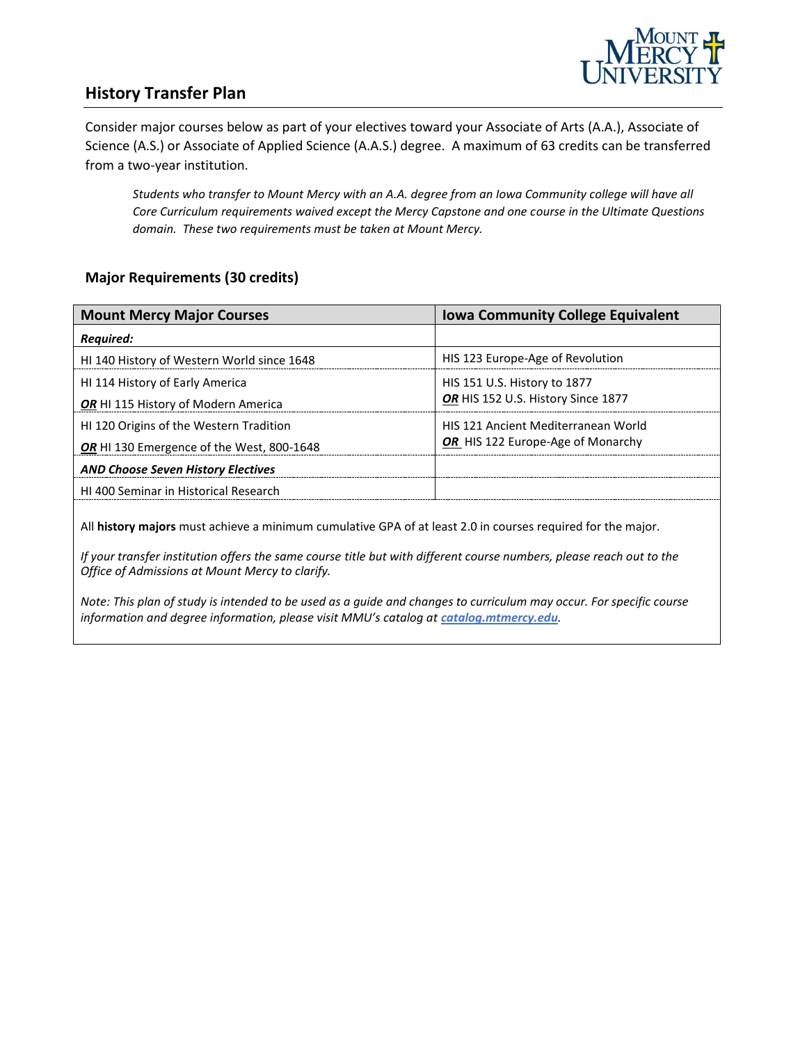## History Transfer Plan

Consider major courses below as part of your electives toward your Associate of Arts (A.A.), Associate of Science (A.S.) or Associate of Applied Science (A.A.S.) degree. A maximum of 63 credits can be transferred from a two-year institution.

> *Students who transfer to Mount Mercy with an A.A. degree from an Iowa Community college will have all Core Curriculum requirements waived except the Mercy Capstone and one course in the Ultimate Questions domain. These two requirements must be taken at Mount Mercy.*

### Major Requirements (30 credits)

| Mount Mercy Major Courses | Iowa Community College Equivalent |
|---|---|
| ***Required:*** | |
| HI 140 History of Western World since 1648 | HIS 123 Europe-Age of Revolution |
| HI 114 History of Early America<br>***OR*** HI 115 History of Modern America | HIS 151 U.S. History to 1877<br>***OR*** HIS 152 U.S. History Since 1877 |
| HI 120 Origins of the Western Tradition<br>***OR*** HI 130 Emergence of the West, 800-1648 | HIS 121 Ancient Mediterranean World<br>***OR*** HIS 122 Europe-Age of Monarchy |
| ***AND Choose Seven History Electives*** | |
| HI 400 Seminar in Historical Research | |

All **history majors** must achieve a minimum cumulative GPA of at least 2.0 in courses required for the major.

*If your transfer institution offers the same course title but with different course numbers, please reach out to the Office of Admissions at Mount Mercy to clarify.*

*Note: This plan of study is intended to be used as a guide and changes to curriculum may occur. For specific course information and degree information, please visit MMU's catalog at [catalog.mtmercy.edu](catalog.mtmercy.edu).*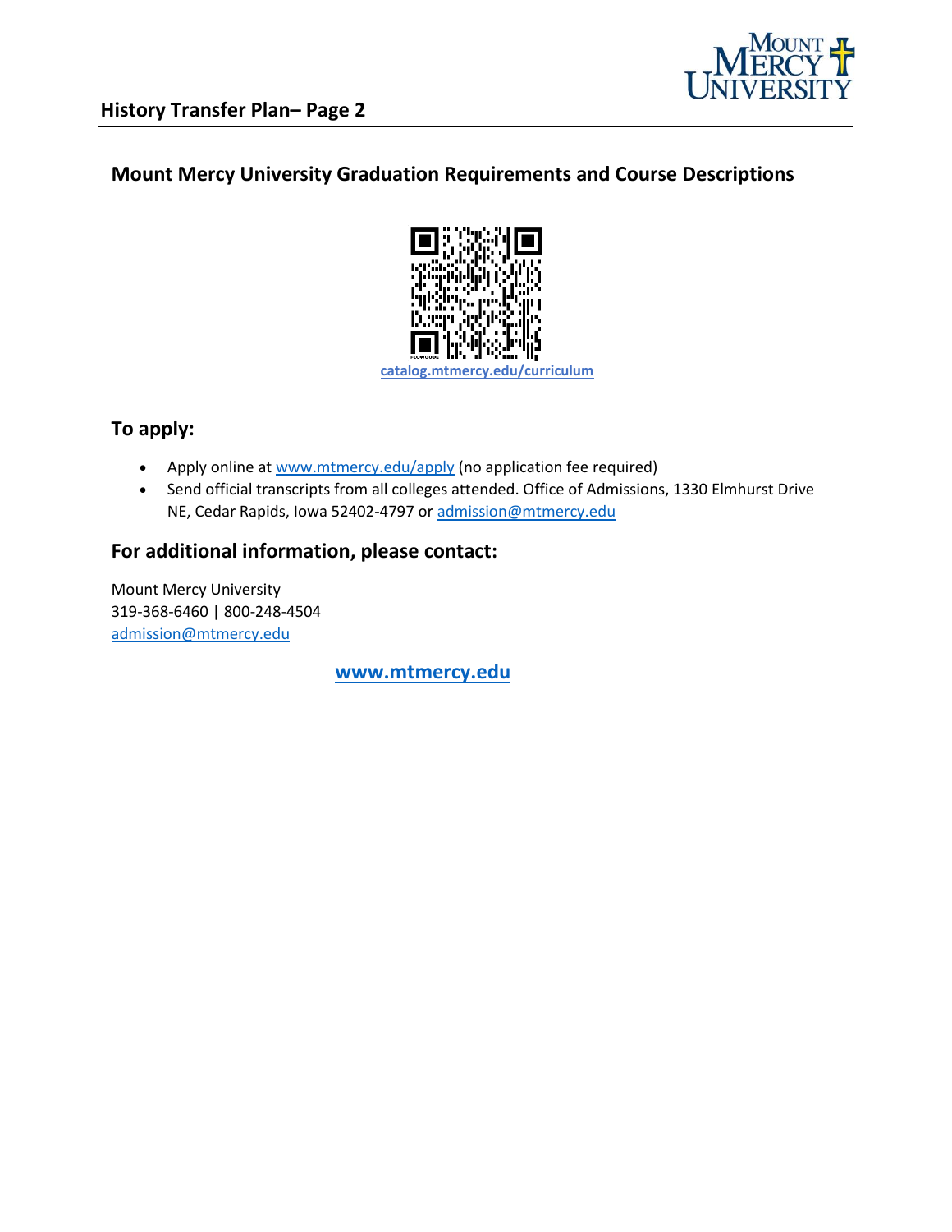## Mount Mercy University Graduation Requirements and Course Descriptions

catalog.mtmercy.edu/curriculum

## To apply:

- Apply online at www.mtmercy.edu/apply (no application fee required)
- Send official transcripts from all colleges attended. Office of Admissions, 1330 Elmhurst Drive NE, Cedar Rapids, Iowa 52402-4797 or admission@mtmercy.edu

## For additional information, please contact:

Mount Mercy University
319-368-6460 | 800-248-4504
admission@mtmercy.edu

**www.mtmercy.edu**